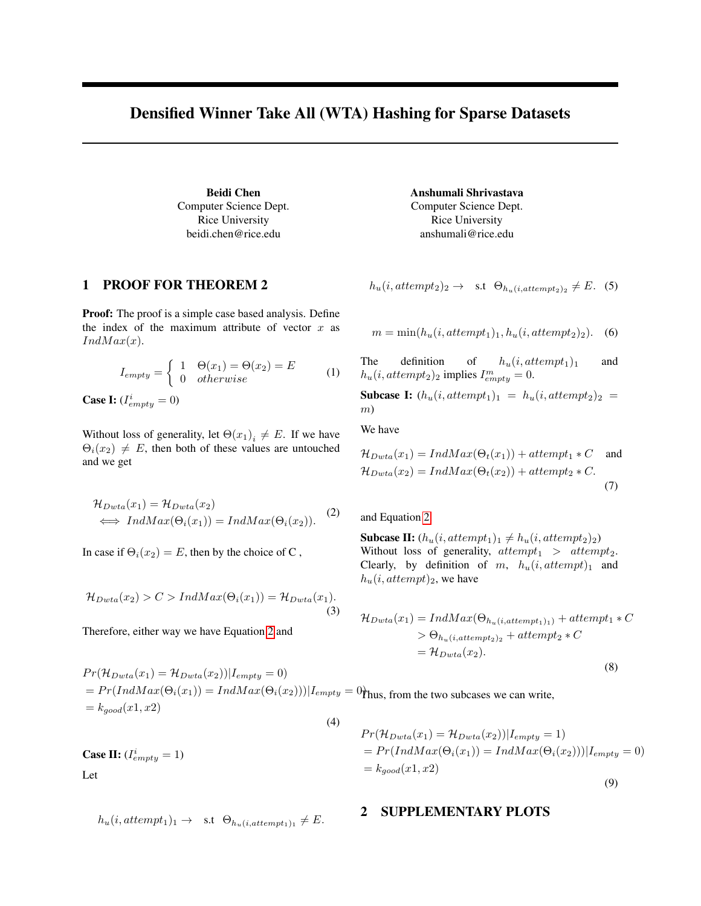# Densified Winner Take All (WTA) Hashing for Sparse Datasets

**Beidi Chen**
Computer Science Dept.
Rice University
beidi.chen@rice.edu

**Anshumali Shrivastava**
Computer Science Dept.
Rice University
anshumali@rice.edu

## 1 PROOF FOR THEOREM 2

**Proof:** The proof is a simple case based analysis. Define the index of the maximum attribute of vector $x$ as $IndMax(x)$.

$$I_{empty} = \begin{cases} 1 & \Theta(x_1) = \Theta(x_2) = E \\ 0 & otherwise \end{cases} \tag{1}$$

**Case I:** ($I^i_{empty} = 0$)

Without loss of generality, let $\Theta(x_1)_i \neq E$. If we have $\Theta_i(x_2) \neq E$, then both of these values are untouched and we get

$$\begin{aligned} &\mathcal{H}_{Dwta}(x_1) = \mathcal{H}_{Dwta}(x_2) \\ &\iff IndMax(\Theta_i(x_1)) = IndMax(\Theta_i(x_2)). \end{aligned} \tag{2}$$

In case if $\Theta_i(x_2) = E$, then by the choice of C ,

$$\mathcal{H}_{Dwta}(x_2) > C > IndMax(\Theta_i(x_1)) = \mathcal{H}_{Dwta}(x_1). \tag{3}$$

Therefore, either way we have Equation 2 and

$$\begin{aligned} &Pr(\mathcal{H}_{Dwta}(x_1) = \mathcal{H}_{Dwta}(x_2))|I_{empty} = 0) \\ &= Pr(IndMax(\Theta_i(x_1)) = IndMax(\Theta_i(x_2)))|I_{empty} = 0) \\ &= k_{good}(x1, x2) \end{aligned} \tag{4}$$

**Case II:** ($I^i_{empty} = 1$)

Let

$$h_u(i, attempt_1)_1 \rightarrow \quad \text{s.t} \ \ \Theta_{h_u(i, attempt_1)_1} \neq E.$$

$$h_u(i, attempt_2)_2 \rightarrow \quad \text{s.t} \ \ \Theta_{h_u(i, attempt_2)_2} \neq E. \tag{5}$$

$$m = \min(h_u(i, attempt_1)_1, h_u(i, attempt_2)_2). \tag{6}$$

The definition of $h_u(i, attempt_1)_1$ and $h_u(i, attempt_2)_2$ implies $I^m_{empty} = 0$.

**Subcase I:** ($h_u(i, attempt_1)_1 = h_u(i, attempt_2)_2 = m$)

We have

$$\begin{aligned} &\mathcal{H}_{Dwta}(x_1) = IndMax(\Theta_t(x_1)) + attempt_1 * C \quad \text{and} \\ &\mathcal{H}_{Dwta}(x_2) = IndMax(\Theta_t(x_2)) + attempt_2 * C. \end{aligned} \tag{7}$$

and Equation 2

**Subcase II:** ($h_u(i, attempt_1)_1 \neq h_u(i, attempt_2)_2$)
Without loss of generality, $attempt_1 > attempt_2$. Clearly, by definition of $m$, $h_u(i, attempt)_1$ and $h_u(i, attempt)_2$, we have

$$\begin{aligned} \mathcal{H}_{Dwta}(x_1) &= IndMax(\Theta_{h_u(i, attempt_1)_1}) + attempt_1 * C \\ &> \Theta_{h_u(i, attempt_2)_2} + attempt_2 * C \\ &= \mathcal{H}_{Dwta}(x_2). \end{aligned} \tag{8}$$

Thus, from the two subcases we can write,

$$\begin{aligned} &Pr(\mathcal{H}_{Dwta}(x_1) = \mathcal{H}_{Dwta}(x_2))|I_{empty} = 1) \\ &= Pr(IndMax(\Theta_i(x_1)) = IndMax(\Theta_i(x_2)))|I_{empty} = 0) \\ &= k_{good}(x1, x2) \end{aligned} \tag{9}$$

## 2 SUPPLEMENTARY PLOTS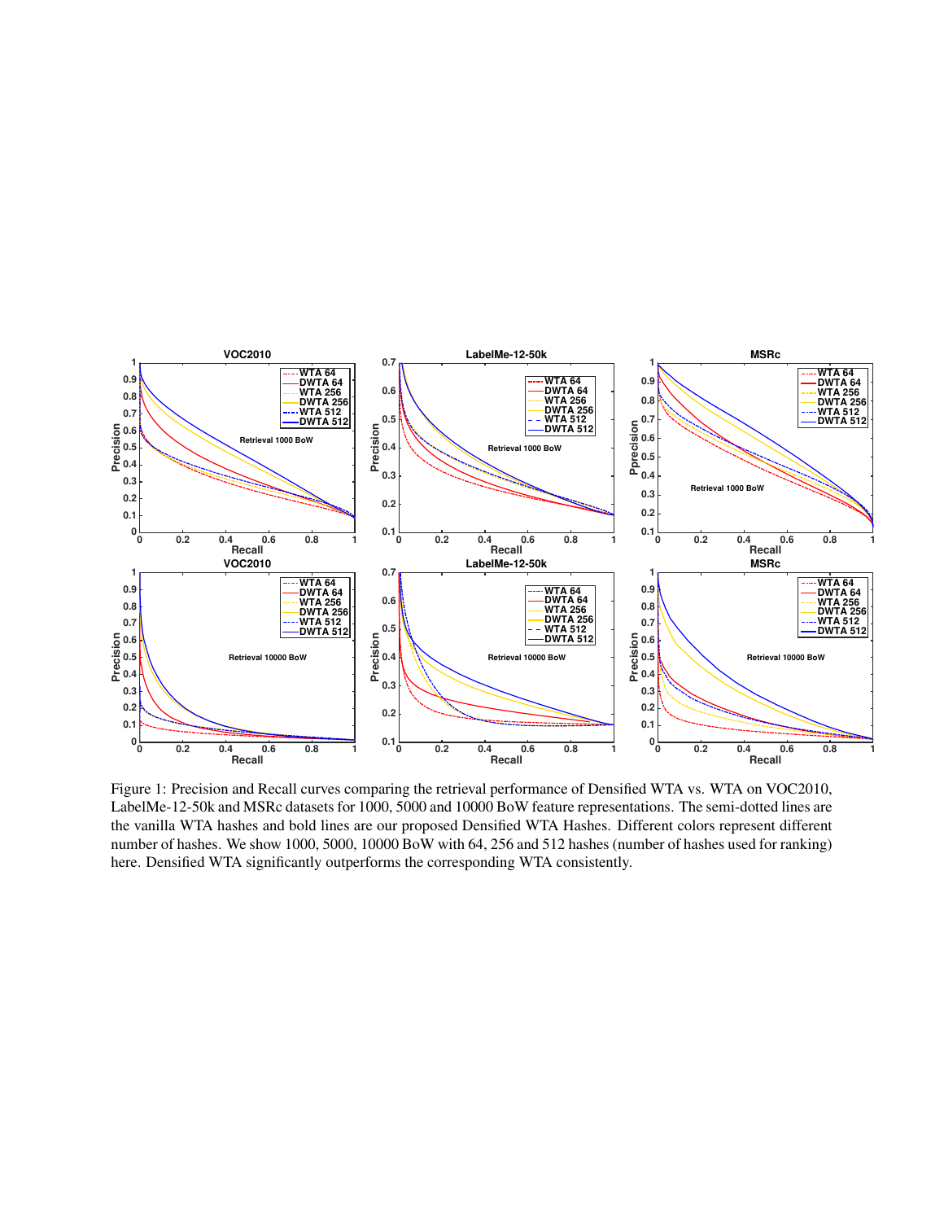VOC2010

Retrieval 1000 BoW

WTA 64
DWTA 64
WTA 256
DWTA 256
WTA 512
DWTA 512

Precision

Recall

LabelMe-12-50k

Retrieval 1000 BoW

WTA 64
DWTA 64
WTA 256
DWTA 256
WTA 512
DWTA 512

Precision

Recall

MSRc

Retrieval 1000 BoW

WTA 64
DWTA 64
WTA 256
DWTA 256
WTA 512
DWTA 512

Pprecision

Recall

VOC2010

Retrieval 10000 BoW

WTA 64
DWTA 64
WTA 256
DWTA 256
WTA 512
DWTA 512

Precision

Recall

LabelMe-12-50k

Retrieval 10000 BoW

WTA 64
DWTA 64
WTA 256
DWTA 256
WTA 512
DWTA 512

Precision

Recall

MSRc

Retrieval 10000 BoW

WTA 64
DWTA 64
WTA 256
DWTA 256
WTA 512
DWTA 512

Precision

Recall

Figure 1: Precision and Recall curves comparing the retrieval performance of Densified WTA vs. WTA on VOC2010, LabelMe-12-50k and MSRc datasets for 1000, 5000 and 10000 BoW feature representations. The semi-dotted lines are the vanilla WTA hashes and bold lines are our proposed Densified WTA Hashes. Different colors represent different number of hashes. We show 1000, 5000, 10000 BoW with 64, 256 and 512 hashes (number of hashes used for ranking) here. Densified WTA significantly outperforms the corresponding WTA consistently.